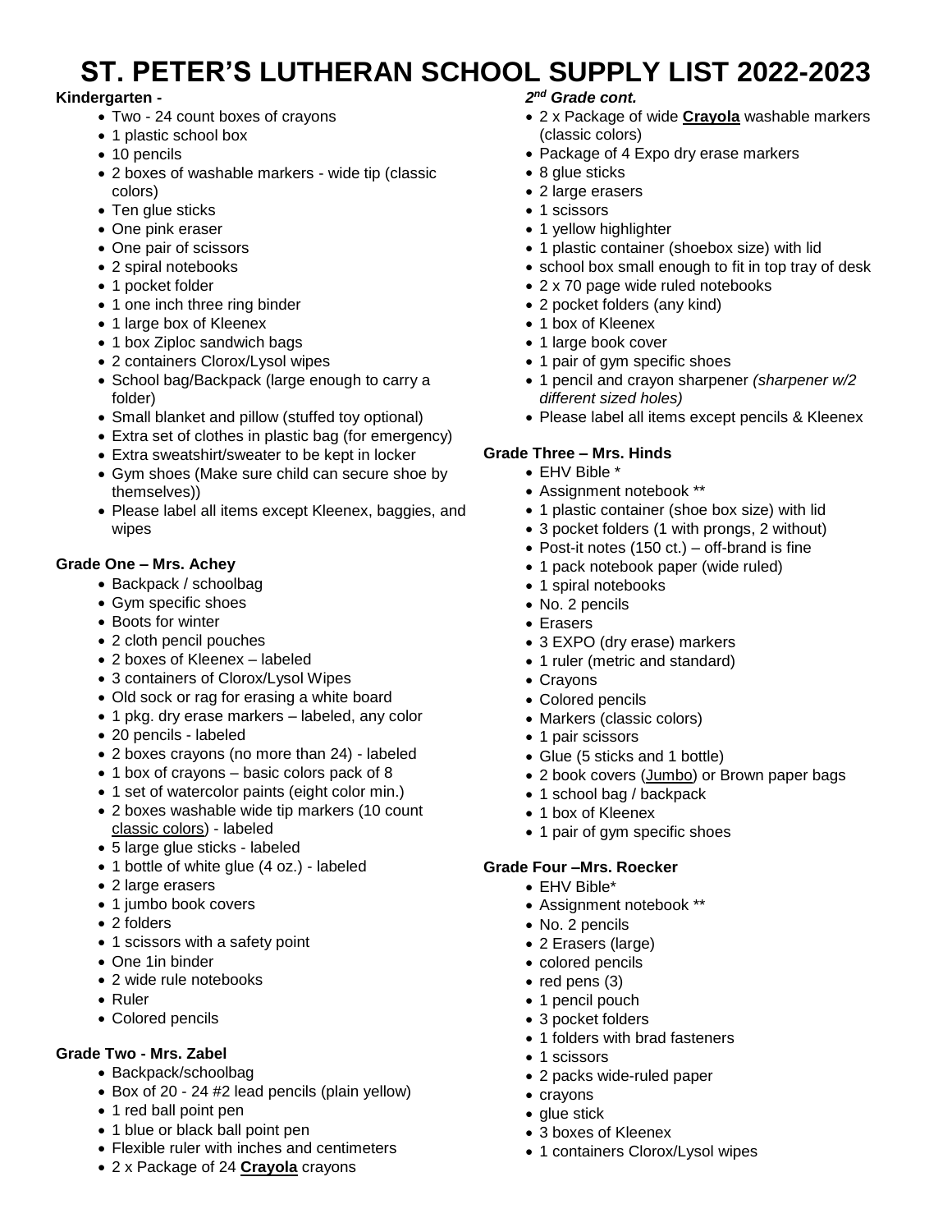# ST. PETER'S LUTHERAN SCHOOL SUPPLY LIST 2022-2023

**Kindergarten -**

- Two - 24 count boxes of crayons
- 1 plastic school box
- 10 pencils
- 2 boxes of washable markers - wide tip (classic colors)
- Ten glue sticks
- One pink eraser
- One pair of scissors
- 2 spiral notebooks
- 1 pocket folder
- 1 one inch three ring binder
- 1 large box of Kleenex
- 1 box Ziploc sandwich bags
- 2 containers Clorox/Lysol wipes
- School bag/Backpack (large enough to carry a folder)
- Small blanket and pillow (stuffed toy optional)
- Extra set of clothes in plastic bag (for emergency)
- Extra sweatshirt/sweater to be kept in locker
- Gym shoes (Make sure child can secure shoe by themselves))
- Please label all items except Kleenex, baggies, and wipes

**Grade One – Mrs. Achey**

- Backpack / schoolbag
- Gym specific shoes
- Boots for winter
- 2 cloth pencil pouches
- 2 boxes of Kleenex – labeled
- 3 containers of Clorox/Lysol Wipes
- Old sock or rag for erasing a white board
- 1 pkg. dry erase markers – labeled, any color
- 20 pencils - labeled
- 2 boxes crayons (no more than 24) - labeled
- 1 box of crayons – basic colors pack of 8
- 1 set of watercolor paints (eight color min.)
- 2 boxes washable wide tip markers (10 count <u>classic colors</u>) - labeled
- 5 large glue sticks - labeled
- 1 bottle of white glue (4 oz.) - labeled
- 2 large erasers
- 1 jumbo book covers
- 2 folders
- 1 scissors with a safety point
- One 1in binder
- 2 wide rule notebooks
- Ruler
- Colored pencils

**Grade Two - Mrs. Zabel**

- Backpack/schoolbag
- Box of 20 - 24 #2 lead pencils (plain yellow)
- 1 red ball point pen
- 1 blue or black ball point pen
- Flexible ruler with inches and centimeters
- 2 x Package of 24 **<u>Crayola</u>** crayons

***2nd Grade cont.***

- 2 x Package of wide **<u>Crayola</u>** washable markers (classic colors)
- Package of 4 Expo dry erase markers
- 8 glue sticks
- 2 large erasers
- 1 scissors
- 1 yellow highlighter
- 1 plastic container (shoebox size) with lid
- school box small enough to fit in top tray of desk
- 2 x 70 page wide ruled notebooks
- 2 pocket folders (any kind)
- 1 box of Kleenex
- 1 large book cover
- 1 pair of gym specific shoes
- 1 pencil and crayon sharpener *(sharpener w/2 different sized holes)*
- Please label all items except pencils & Kleenex

**Grade Three – Mrs. Hinds**

- EHV Bible *
- Assignment notebook **
- 1 plastic container (shoe box size) with lid
- 3 pocket folders (1 with prongs, 2 without)
- Post-it notes (150 ct.) – off-brand is fine
- 1 pack notebook paper (wide ruled)
- 1 spiral notebooks
- No. 2 pencils
- Erasers
- 3 EXPO (dry erase) markers
- 1 ruler (metric and standard)
- Crayons
- Colored pencils
- Markers (classic colors)
- 1 pair scissors
- Glue (5 sticks and 1 bottle)
- 2 book covers (<u>Jumbo</u>) or Brown paper bags
- 1 school bag / backpack
- 1 box of Kleenex
- 1 pair of gym specific shoes

**Grade Four –Mrs. Roecker**

- EHV Bible*
- Assignment notebook **
- No. 2 pencils
- 2 Erasers (large)
- colored pencils
- red pens (3)
- 1 pencil pouch
- 3 pocket folders
- 1 folders with brad fasteners
- 1 scissors
- 2 packs wide-ruled paper
- crayons
- glue stick
- 3 boxes of Kleenex
- 1 containers Clorox/Lysol wipes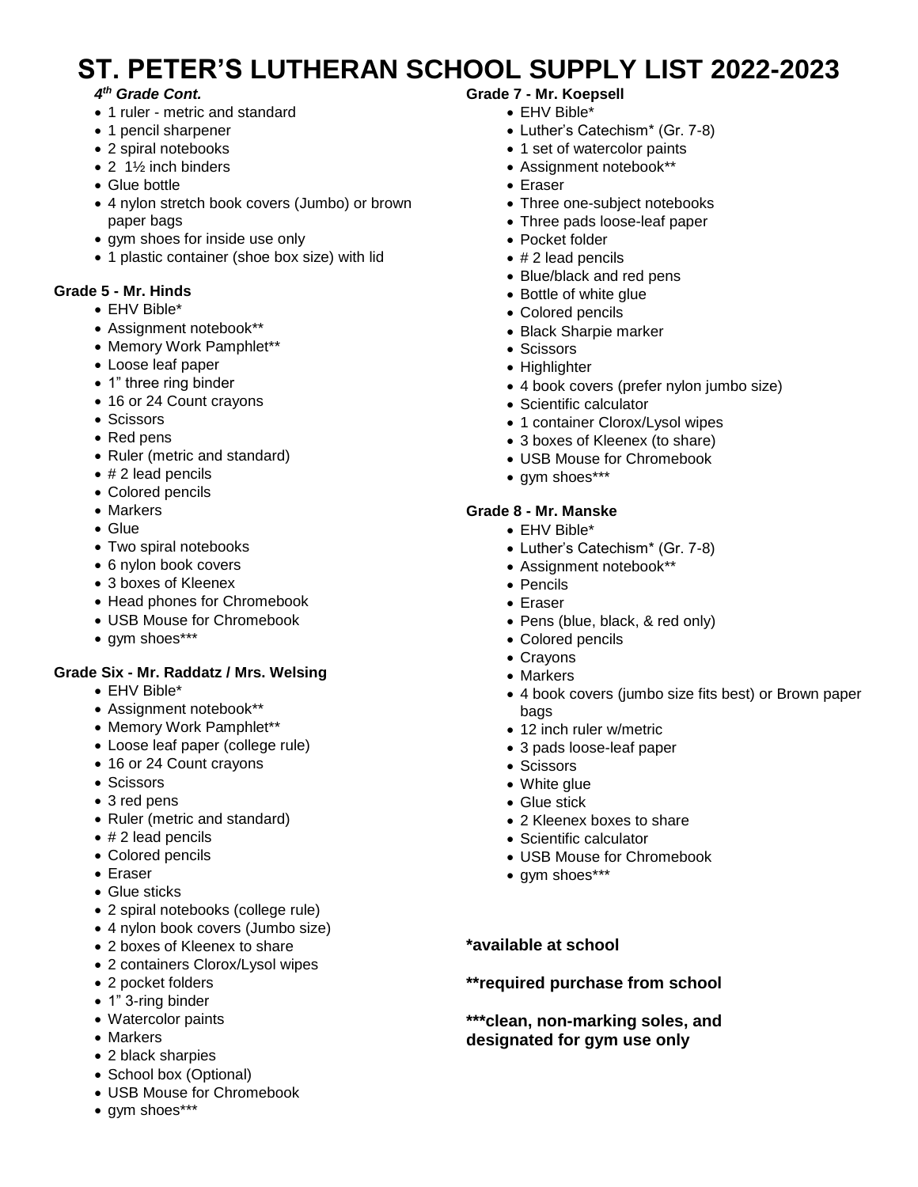# ST. PETER'S LUTHERAN SCHOOL SUPPLY LIST 2022-2023

***4th Grade Cont.***

- 1 ruler - metric and standard
- 1 pencil sharpener
- 2 spiral notebooks
- 2 1½ inch binders
- Glue bottle
- 4 nylon stretch book covers (Jumbo) or brown paper bags
- gym shoes for inside use only
- 1 plastic container (shoe box size) with lid

**Grade 5 - Mr. Hinds**

- EHV Bible*
- Assignment notebook**
- Memory Work Pamphlet**
- Loose leaf paper
- 1" three ring binder
- 16 or 24 Count crayons
- Scissors
- Red pens
- Ruler (metric and standard)
- # 2 lead pencils
- Colored pencils
- Markers
- Glue
- Two spiral notebooks
- 6 nylon book covers
- 3 boxes of Kleenex
- Head phones for Chromebook
- USB Mouse for Chromebook
- gym shoes***

**Grade Six - Mr. Raddatz / Mrs. Welsing**

- EHV Bible*
- Assignment notebook**
- Memory Work Pamphlet**
- Loose leaf paper (college rule)
- 16 or 24 Count crayons
- Scissors
- 3 red pens
- Ruler (metric and standard)
- # 2 lead pencils
- Colored pencils
- Eraser
- Glue sticks
- 2 spiral notebooks (college rule)
- 4 nylon book covers (Jumbo size)
- 2 boxes of Kleenex to share
- 2 containers Clorox/Lysol wipes
- 2 pocket folders
- 1" 3-ring binder
- Watercolor paints
- Markers
- 2 black sharpies
- School box (Optional)
- USB Mouse for Chromebook
- gym shoes***

**Grade 7 - Mr. Koepsell**

- EHV Bible*
- Luther's Catechism* (Gr. 7-8)
- 1 set of watercolor paints
- Assignment notebook**
- Eraser
- Three one-subject notebooks
- Three pads loose-leaf paper
- Pocket folder
- # 2 lead pencils
- Blue/black and red pens
- Bottle of white glue
- Colored pencils
- Black Sharpie marker
- Scissors
- Highlighter
- 4 book covers (prefer nylon jumbo size)
- Scientific calculator
- 1 container Clorox/Lysol wipes
- 3 boxes of Kleenex (to share)
- USB Mouse for Chromebook
- gym shoes***

**Grade 8 - Mr. Manske**

- EHV Bible*
- Luther's Catechism* (Gr. 7-8)
- Assignment notebook**
- Pencils
- Eraser
- Pens (blue, black, & red only)
- Colored pencils
- Crayons
- Markers
- 4 book covers (jumbo size fits best) or Brown paper bags
- 12 inch ruler w/metric
- 3 pads loose-leaf paper
- Scissors
- White glue
- Glue stick
- 2 Kleenex boxes to share
- Scientific calculator
- USB Mouse for Chromebook
- gym shoes***

**\*available at school**

**\*\*required purchase from school**

**\*\*\*clean, non-marking soles, and designated for gym use only**